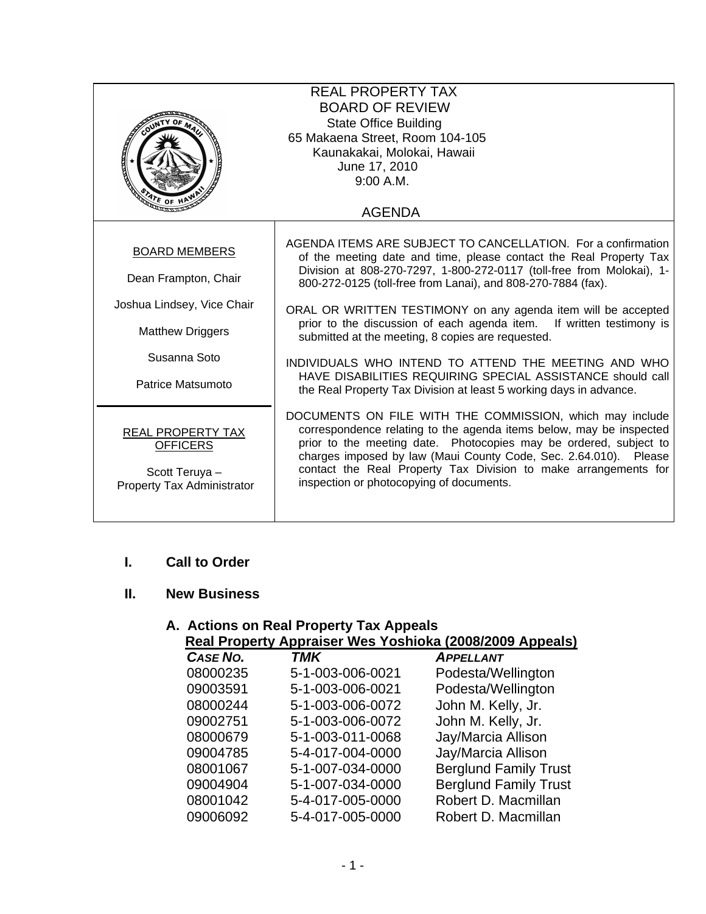# REAL PROPERTY TAX BOARD OF REVIEW

State Office Building
65 Makaena Street, Room 104-105
Kaunakakai, Molokai, Hawaii
June 17, 2010
9:00 A.M.

## AGENDA

**BOARD MEMBERS**

Dean Frampton, Chair

Joshua Lindsey, Vice Chair

Matthew Driggers

Susanna Soto

Patrice Matsumoto

**REAL PROPERTY TAX OFFICERS**

Scott Teruya – Property Tax Administrator

AGENDA ITEMS ARE SUBJECT TO CANCELLATION. For a confirmation of the meeting date and time, please contact the Real Property Tax Division at 808-270-7297, 1-800-272-0117 (toll-free from Molokai), 1-800-272-0125 (toll-free from Lanai), and 808-270-7884 (fax).

ORAL OR WRITTEN TESTIMONY on any agenda item will be accepted prior to the discussion of each agenda item. If written testimony is submitted at the meeting, 8 copies are requested.

INDIVIDUALS WHO INTEND TO ATTEND THE MEETING AND WHO HAVE DISABILITIES REQUIRING SPECIAL ASSISTANCE should call the Real Property Tax Division at least 5 working days in advance.

DOCUMENTS ON FILE WITH THE COMMISSION, which may include correspondence relating to the agenda items below, may be inspected prior to the meeting date. Photocopies may be ordered, subject to charges imposed by law (Maui County Code, Sec. 2.64.010). Please contact the Real Property Tax Division to make arrangements for inspection or photocopying of documents.

## I. Call to Order

## II. New Business

### A. Actions on Real Property Tax Appeals

**Real Property Appraiser Wes Yoshioka (2008/2009 Appeals)**

| *CASE NO.* | *TMK* | *APPELLANT* |
|---|---|---|
| 08000235 | 5-1-003-006-0021 | Podesta/Wellington |
| 09003591 | 5-1-003-006-0021 | Podesta/Wellington |
| 08000244 | 5-1-003-006-0072 | John M. Kelly, Jr. |
| 09002751 | 5-1-003-006-0072 | John M. Kelly, Jr. |
| 08000679 | 5-1-003-011-0068 | Jay/Marcia Allison |
| 09004785 | 5-4-017-004-0000 | Jay/Marcia Allison |
| 08001067 | 5-1-007-034-0000 | Berglund Family Trust |
| 09004904 | 5-1-007-034-0000 | Berglund Family Trust |
| 08001042 | 5-4-017-005-0000 | Robert D. Macmillan |
| 09006092 | 5-4-017-005-0000 | Robert D. Macmillan |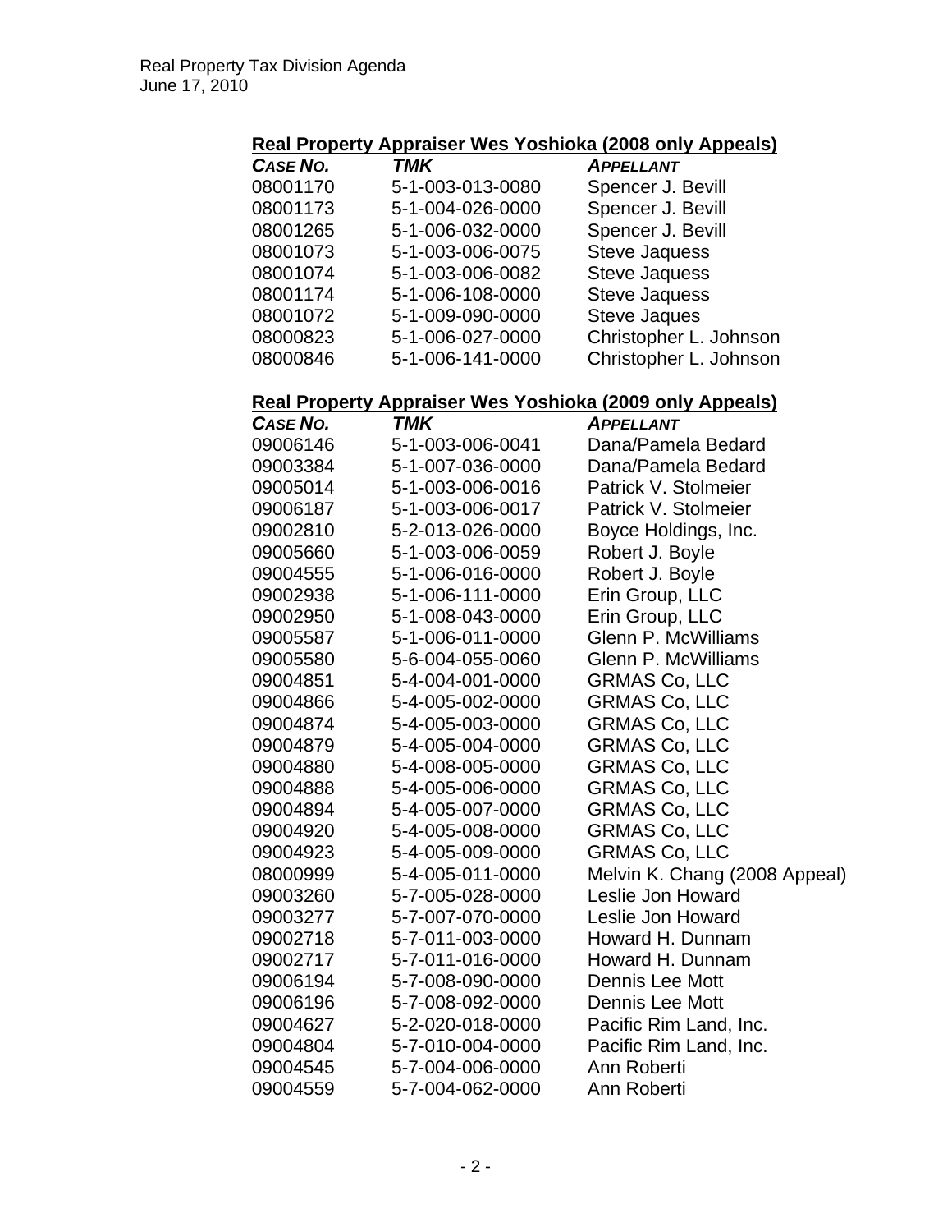## Real Property Appraiser Wes Yoshioka (2008 only Appeals)

| *CASE NO.* | *TMK* | *APPELLANT* |
|---|---|---|
| 08001170 | 5-1-003-013-0080 | Spencer J. Bevill |
| 08001173 | 5-1-004-026-0000 | Spencer J. Bevill |
| 08001265 | 5-1-006-032-0000 | Spencer J. Bevill |
| 08001073 | 5-1-003-006-0075 | Steve Jaquess |
| 08001074 | 5-1-003-006-0082 | Steve Jaquess |
| 08001174 | 5-1-006-108-0000 | Steve Jaquess |
| 08001072 | 5-1-009-090-0000 | Steve Jaques |
| 08000823 | 5-1-006-027-0000 | Christopher L. Johnson |
| 08000846 | 5-1-006-141-0000 | Christopher L. Johnson |

## Real Property Appraiser Wes Yoshioka (2009 only Appeals)

| *CASE NO.* | *TMK* | *APPELLANT* |
|---|---|---|
| 09006146 | 5-1-003-006-0041 | Dana/Pamela Bedard |
| 09003384 | 5-1-007-036-0000 | Dana/Pamela Bedard |
| 09005014 | 5-1-003-006-0016 | Patrick V. Stolmeier |
| 09006187 | 5-1-003-006-0017 | Patrick V. Stolmeier |
| 09002810 | 5-2-013-026-0000 | Boyce Holdings, Inc. |
| 09005660 | 5-1-003-006-0059 | Robert J. Boyle |
| 09004555 | 5-1-006-016-0000 | Robert J. Boyle |
| 09002938 | 5-1-006-111-0000 | Erin Group, LLC |
| 09002950 | 5-1-008-043-0000 | Erin Group, LLC |
| 09005587 | 5-1-006-011-0000 | Glenn P. McWilliams |
| 09005580 | 5-6-004-055-0060 | Glenn P. McWilliams |
| 09004851 | 5-4-004-001-0000 | GRMAS Co, LLC |
| 09004866 | 5-4-005-002-0000 | GRMAS Co, LLC |
| 09004874 | 5-4-005-003-0000 | GRMAS Co, LLC |
| 09004879 | 5-4-005-004-0000 | GRMAS Co, LLC |
| 09004880 | 5-4-008-005-0000 | GRMAS Co, LLC |
| 09004888 | 5-4-005-006-0000 | GRMAS Co, LLC |
| 09004894 | 5-4-005-007-0000 | GRMAS Co, LLC |
| 09004920 | 5-4-005-008-0000 | GRMAS Co, LLC |
| 09004923 | 5-4-005-009-0000 | GRMAS Co, LLC |
| 08000999 | 5-4-005-011-0000 | Melvin K. Chang (2008 Appeal) |
| 09003260 | 5-7-005-028-0000 | Leslie Jon Howard |
| 09003277 | 5-7-007-070-0000 | Leslie Jon Howard |
| 09002718 | 5-7-011-003-0000 | Howard H. Dunnam |
| 09002717 | 5-7-011-016-0000 | Howard H. Dunnam |
| 09006194 | 5-7-008-090-0000 | Dennis Lee Mott |
| 09006196 | 5-7-008-092-0000 | Dennis Lee Mott |
| 09004627 | 5-2-020-018-0000 | Pacific Rim Land, Inc. |
| 09004804 | 5-7-010-004-0000 | Pacific Rim Land, Inc. |
| 09004545 | 5-7-004-006-0000 | Ann Roberti |
| 09004559 | 5-7-004-062-0000 | Ann Roberti |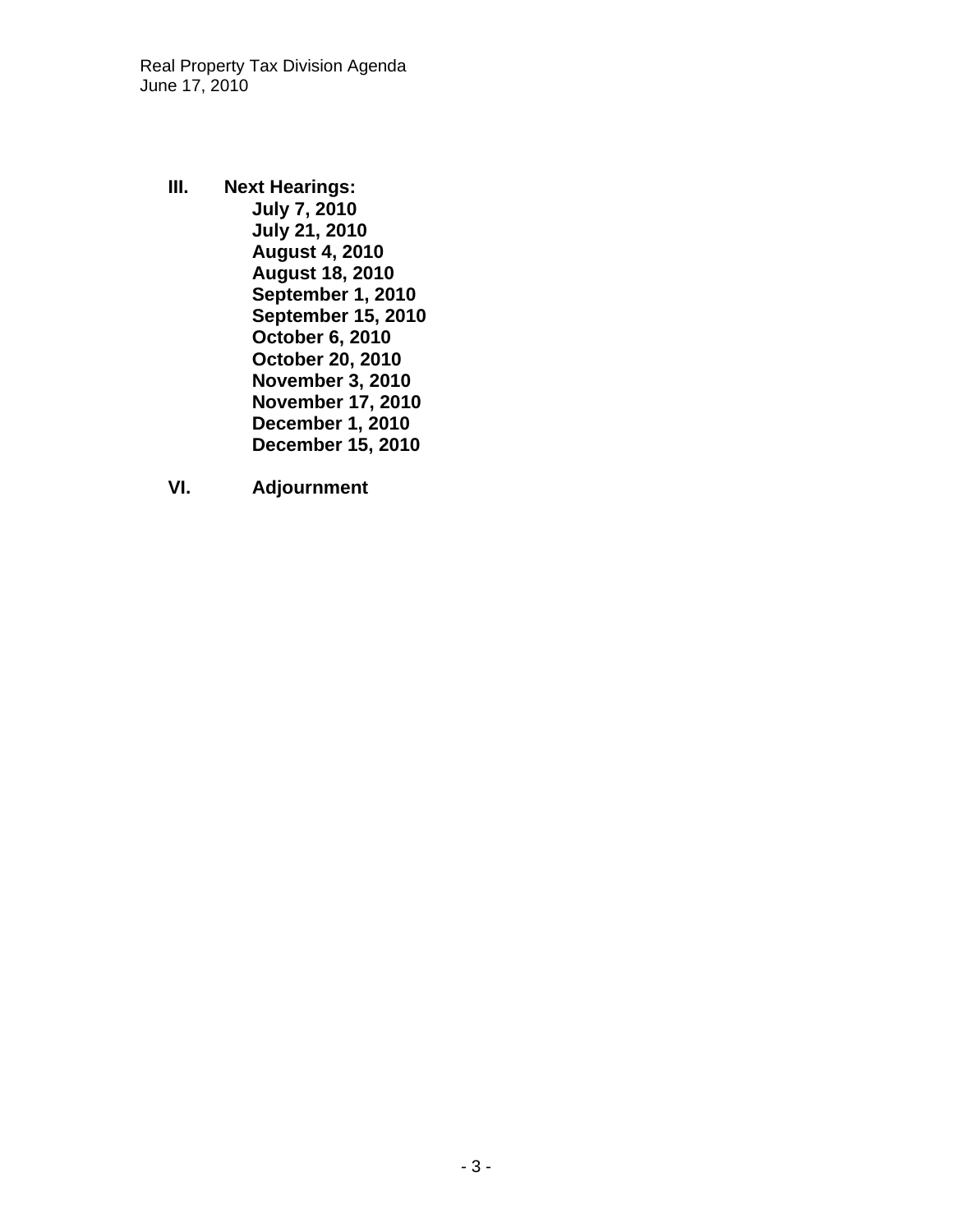**III. Next Hearings:**

**July 7, 2010**
**July 21, 2010**
**August 4, 2010**
**August 18, 2010**
**September 1, 2010**
**September 15, 2010**
**October 6, 2010**
**October 20, 2010**
**November 3, 2010**
**November 17, 2010**
**December 1, 2010**
**December 15, 2010**

**VI. Adjournment**